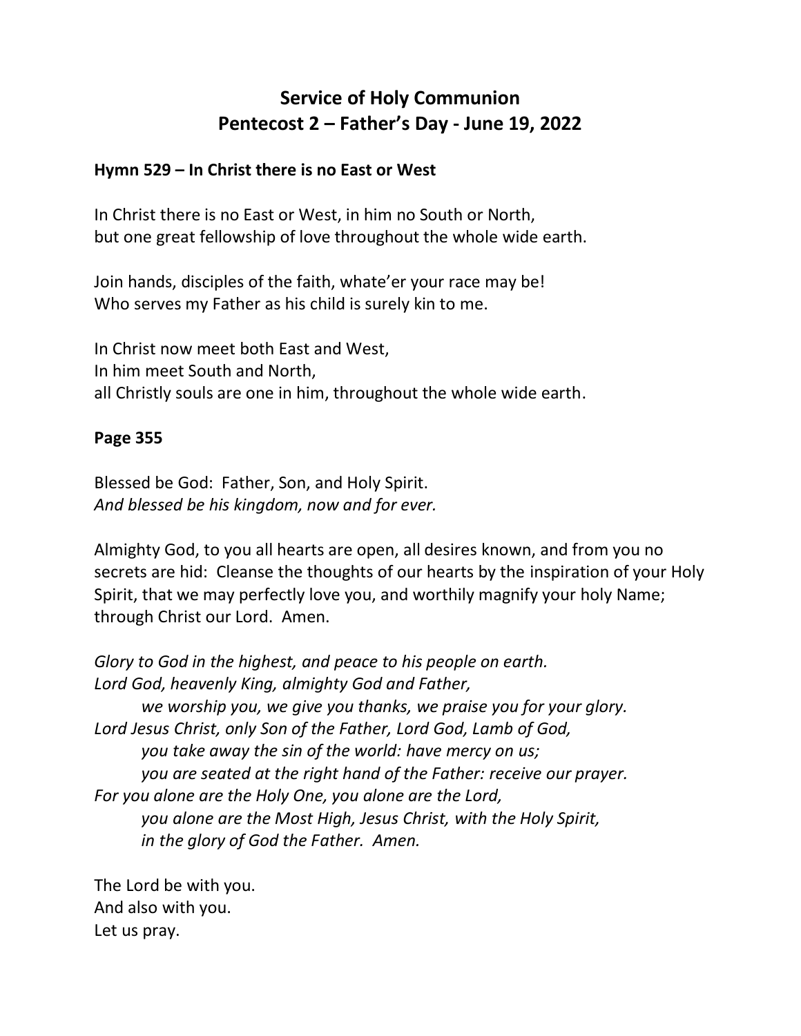# Service of Holy Communion
# Pentecost 2 – Father's Day - June 19, 2022

**Hymn 529 – In Christ there is no East or West**

In Christ there is no East or West, in him no South or North,
but one great fellowship of love throughout the whole wide earth.

Join hands, disciples of the faith, whate'er your race may be!
Who serves my Father as his child is surely kin to me.

In Christ now meet both East and West,
In him meet South and North,
all Christly souls are one in him, throughout the whole wide earth.

**Page 355**

Blessed be God: Father, Son, and Holy Spirit.
*And blessed be his kingdom, now and for ever.*

Almighty God, to you all hearts are open, all desires known, and from you no secrets are hid: Cleanse the thoughts of our hearts by the inspiration of your Holy Spirit, that we may perfectly love you, and worthily magnify your holy Name; through Christ our Lord. Amen.

*Glory to God in the highest, and peace to his people on earth.*
*Lord God, heavenly King, almighty God and Father,*
*we worship you, we give you thanks, we praise you for your glory.*
*Lord Jesus Christ, only Son of the Father, Lord God, Lamb of God,*
*you take away the sin of the world: have mercy on us;*
*you are seated at the right hand of the Father: receive our prayer.*
*For you alone are the Holy One, you alone are the Lord,*
*you alone are the Most High, Jesus Christ, with the Holy Spirit,*
*in the glory of God the Father. Amen.*

The Lord be with you.
And also with you.
Let us pray.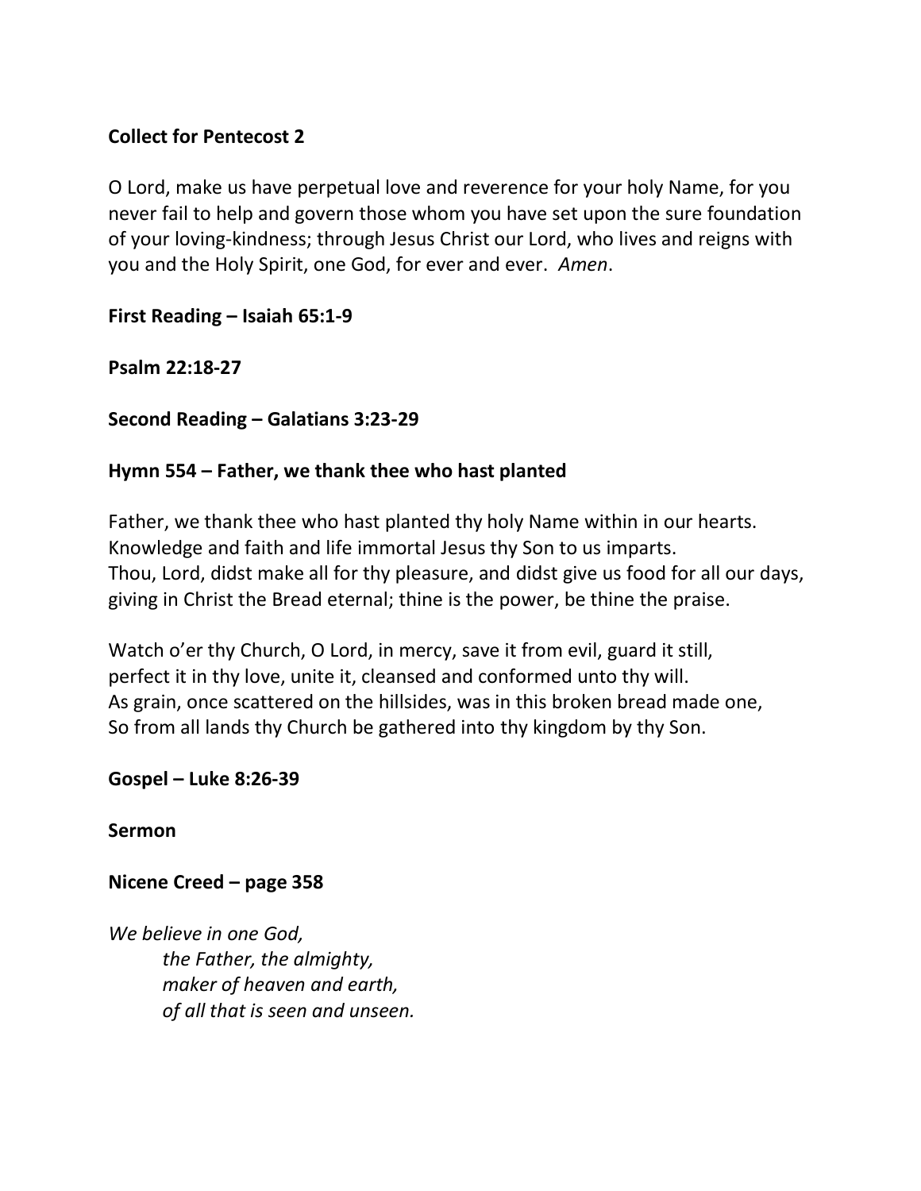**Collect for Pentecost 2**

O Lord, make us have perpetual love and reverence for your holy Name, for you never fail to help and govern those whom you have set upon the sure foundation of your loving-kindness; through Jesus Christ our Lord, who lives and reigns with you and the Holy Spirit, one God, for ever and ever. *Amen*.

**First Reading – Isaiah 65:1-9**

**Psalm 22:18-27**

**Second Reading – Galatians 3:23-29**

**Hymn 554 – Father, we thank thee who hast planted**

Father, we thank thee who hast planted thy holy Name within in our hearts.
Knowledge and faith and life immortal Jesus thy Son to us imparts.
Thou, Lord, didst make all for thy pleasure, and didst give us food for all our days,
giving in Christ the Bread eternal; thine is the power, be thine the praise.

Watch o'er thy Church, O Lord, in mercy, save it from evil, guard it still,
perfect it in thy love, unite it, cleansed and conformed unto thy will.
As grain, once scattered on the hillsides, was in this broken bread made one,
So from all lands thy Church be gathered into thy kingdom by thy Son.

**Gospel – Luke 8:26-39**

**Sermon**

**Nicene Creed – page 358**

*We believe in one God,*
*the Father, the almighty,*
*maker of heaven and earth,*
*of all that is seen and unseen.*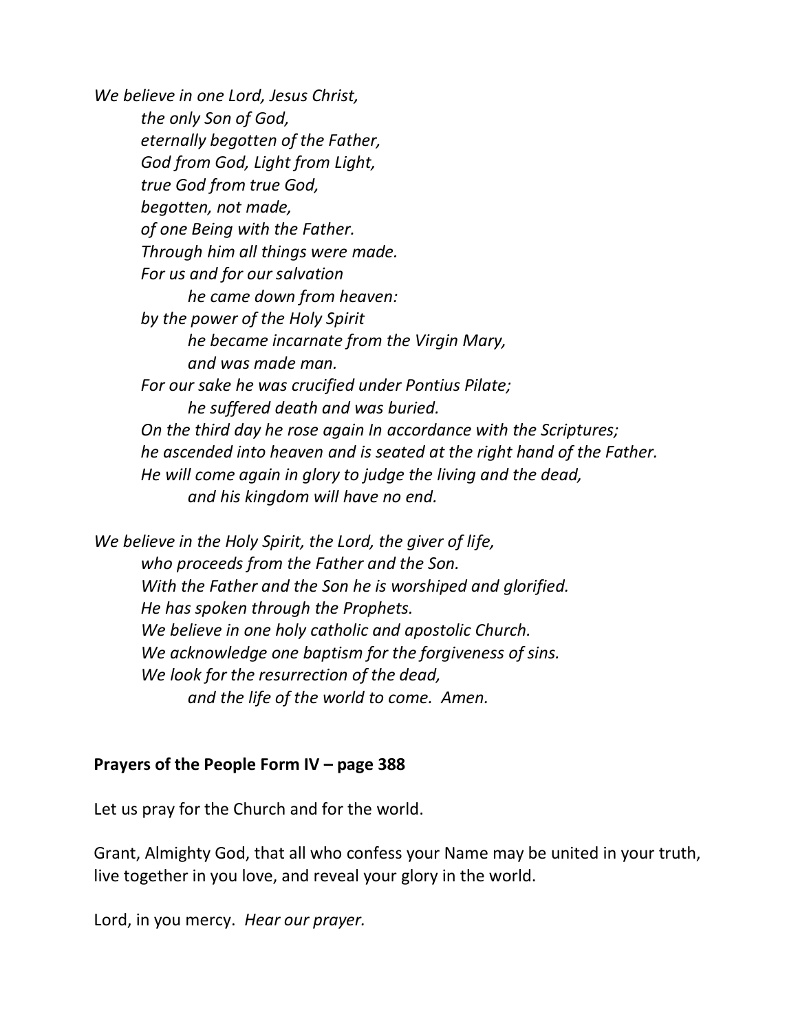*We believe in one Lord, Jesus Christ,*  
*the only Son of God,*  
*eternally begotten of the Father,*  
*God from God, Light from Light,*  
*true God from true God,*  
*begotten, not made,*  
*of one Being with the Father.*  
*Through him all things were made.*  
*For us and for our salvation*  
*he came down from heaven:*  
*by the power of the Holy Spirit*  
*he became incarnate from the Virgin Mary,*  
*and was made man.*  
*For our sake he was crucified under Pontius Pilate;*  
*he suffered death and was buried.*  
*On the third day he rose again In accordance with the Scriptures;*  
*he ascended into heaven and is seated at the right hand of the Father.*  
*He will come again in glory to judge the living and the dead,*  
*and his kingdom will have no end.*

*We believe in the Holy Spirit, the Lord, the giver of life,*  
*who proceeds from the Father and the Son.*  
*With the Father and the Son he is worshiped and glorified.*  
*He has spoken through the Prophets.*  
*We believe in one holy catholic and apostolic Church.*  
*We acknowledge one baptism for the forgiveness of sins.*  
*We look for the resurrection of the dead,*  
*and the life of the world to come. Amen.*

**Prayers of the People Form IV – page 388**

Let us pray for the Church and for the world.

Grant, Almighty God, that all who confess your Name may be united in your truth, live together in you love, and reveal your glory in the world.

Lord, in you mercy. *Hear our prayer.*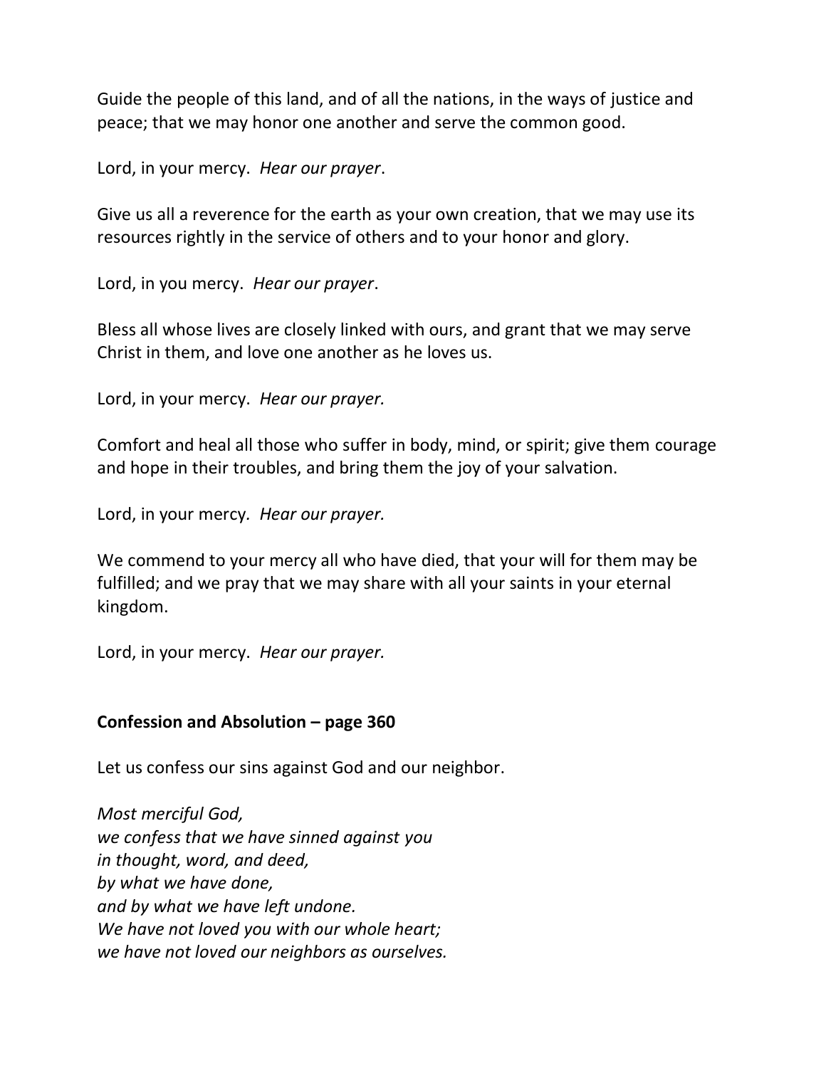Guide the people of this land, and of all the nations, in the ways of justice and peace; that we may honor one another and serve the common good.

Lord, in your mercy. *Hear our prayer*.

Give us all a reverence for the earth as your own creation, that we may use its resources rightly in the service of others and to your honor and glory.

Lord, in you mercy. *Hear our prayer*.

Bless all whose lives are closely linked with ours, and grant that we may serve Christ in them, and love one another as he loves us.

Lord, in your mercy. *Hear our prayer.*

Comfort and heal all those who suffer in body, mind, or spirit; give them courage and hope in their troubles, and bring them the joy of your salvation.

Lord, in your mercy. *Hear our prayer.*

We commend to your mercy all who have died, that your will for them may be fulfilled; and we pray that we may share with all your saints in your eternal kingdom.

Lord, in your mercy. *Hear our prayer.*

**Confession and Absolution – page 360**

Let us confess our sins against God and our neighbor.

*Most merciful God,*
*we confess that we have sinned against you*
*in thought, word, and deed,*
*by what we have done,*
*and by what we have left undone.*
*We have not loved you with our whole heart;*
*we have not loved our neighbors as ourselves.*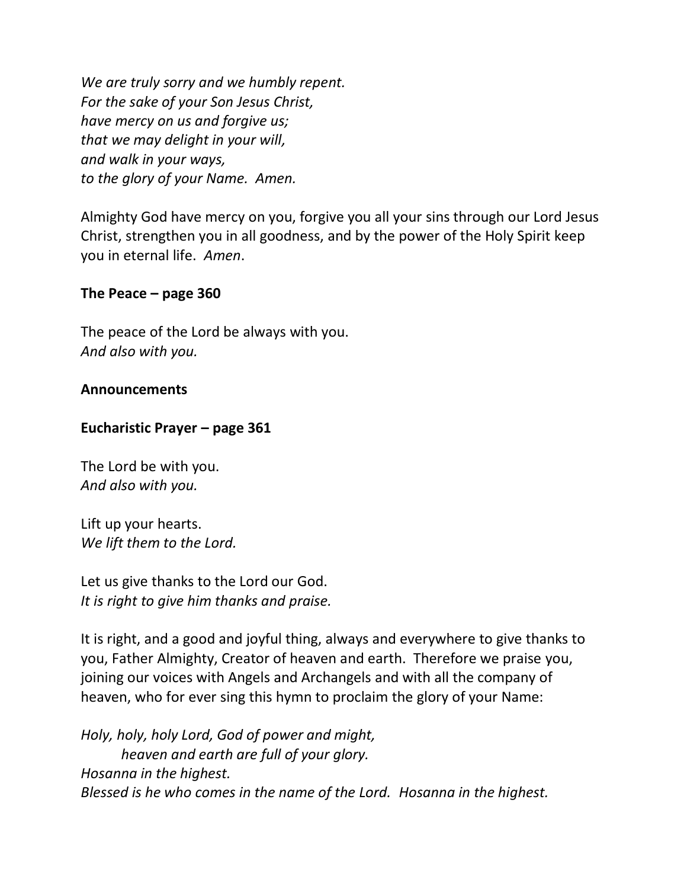*We are truly sorry and we humbly repent.*
*For the sake of your Son Jesus Christ,*
*have mercy on us and forgive us;*
*that we may delight in your will,*
*and walk in your ways,*
*to the glory of your Name. Amen.*

Almighty God have mercy on you, forgive you all your sins through our Lord Jesus Christ, strengthen you in all goodness, and by the power of the Holy Spirit keep you in eternal life. *Amen*.

**The Peace – page 360**

The peace of the Lord be always with you.
*And also with you.*

**Announcements**

**Eucharistic Prayer – page 361**

The Lord be with you.
*And also with you.*

Lift up your hearts.
*We lift them to the Lord.*

Let us give thanks to the Lord our God.
*It is right to give him thanks and praise.*

It is right, and a good and joyful thing, always and everywhere to give thanks to you, Father Almighty, Creator of heaven and earth. Therefore we praise you, joining our voices with Angels and Archangels and with all the company of heaven, who for ever sing this hymn to proclaim the glory of your Name:

*Holy, holy, holy Lord, God of power and might,*
*heaven and earth are full of your glory.*
*Hosanna in the highest.*
*Blessed is he who comes in the name of the Lord. Hosanna in the highest.*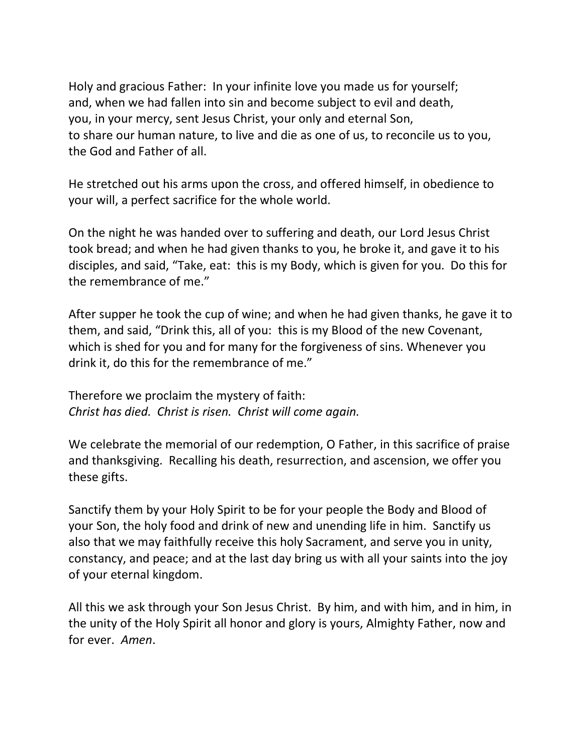Holy and gracious Father:  In your infinite love you made us for yourself;
and, when we had fallen into sin and become subject to evil and death,
you, in your mercy, sent Jesus Christ, your only and eternal Son,
to share our human nature, to live and die as one of us, to reconcile us to you,
the God and Father of all.

He stretched out his arms upon the cross, and offered himself, in obedience to your will, a perfect sacrifice for the whole world.

On the night he was handed over to suffering and death, our Lord Jesus Christ took bread; and when he had given thanks to you, he broke it, and gave it to his disciples, and said, "Take, eat:  this is my Body, which is given for you.  Do this for the remembrance of me."

After supper he took the cup of wine; and when he had given thanks, he gave it to them, and said, "Drink this, all of you:  this is my Blood of the new Covenant, which is shed for you and for many for the forgiveness of sins. Whenever you drink it, do this for the remembrance of me."

Therefore we proclaim the mystery of faith:
*Christ has died.  Christ is risen.  Christ will come again.*

We celebrate the memorial of our redemption, O Father, in this sacrifice of praise and thanksgiving.  Recalling his death, resurrection, and ascension, we offer you these gifts.

Sanctify them by your Holy Spirit to be for your people the Body and Blood of your Son, the holy food and drink of new and unending life in him.  Sanctify us also that we may faithfully receive this holy Sacrament, and serve you in unity, constancy, and peace; and at the last day bring us with all your saints into the joy of your eternal kingdom.

All this we ask through your Son Jesus Christ.  By him, and with him, and in him, in the unity of the Holy Spirit all honor and glory is yours, Almighty Father, now and for ever.  *Amen*.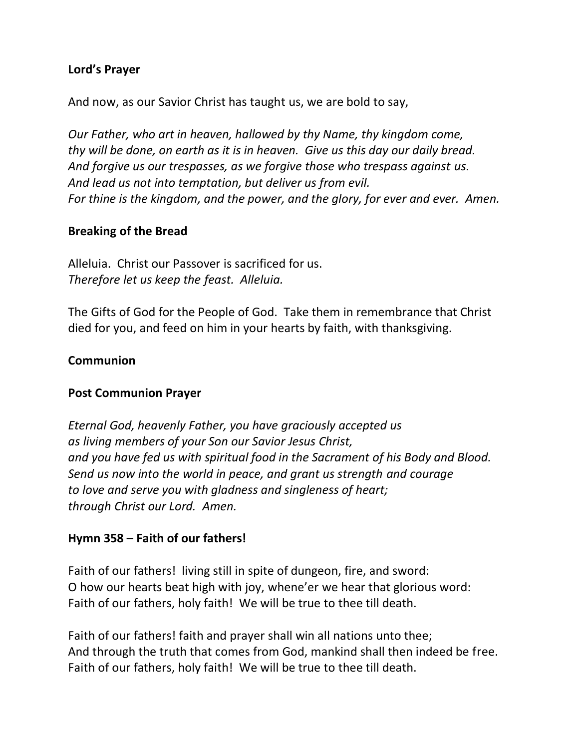**Lord's Prayer**

And now, as our Savior Christ has taught us, we are bold to say,

*Our Father, who art in heaven, hallowed by thy Name, thy kingdom come,*
*thy will be done, on earth as it is in heaven. Give us this day our daily bread.*
*And forgive us our trespasses, as we forgive those who trespass against us.*
*And lead us not into temptation, but deliver us from evil.*
*For thine is the kingdom, and the power, and the glory, for ever and ever. Amen.*

**Breaking of the Bread**

Alleluia. Christ our Passover is sacrificed for us.
*Therefore let us keep the feast. Alleluia.*

The Gifts of God for the People of God. Take them in remembrance that Christ died for you, and feed on him in your hearts by faith, with thanksgiving.

**Communion**

**Post Communion Prayer**

*Eternal God, heavenly Father, you have graciously accepted us*
*as living members of your Son our Savior Jesus Christ,*
*and you have fed us with spiritual food in the Sacrament of his Body and Blood.*
*Send us now into the world in peace, and grant us strength and courage*
*to love and serve you with gladness and singleness of heart;*
*through Christ our Lord. Amen.*

**Hymn 358 – Faith of our fathers!**

Faith of our fathers! living still in spite of dungeon, fire, and sword:
O how our hearts beat high with joy, whene'er we hear that glorious word:
Faith of our fathers, holy faith! We will be true to thee till death.

Faith of our fathers! faith and prayer shall win all nations unto thee;
And through the truth that comes from God, mankind shall then indeed be free.
Faith of our fathers, holy faith! We will be true to thee till death.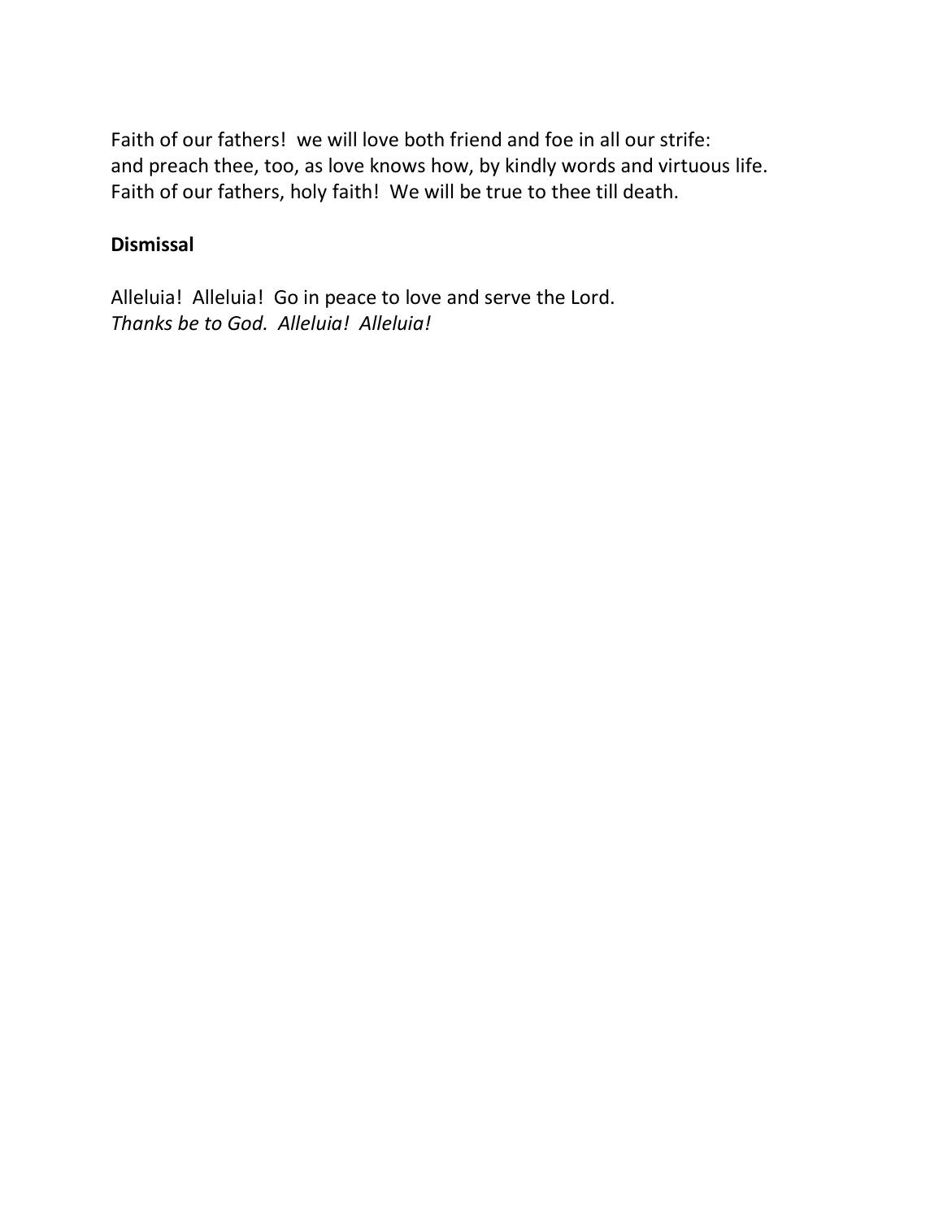Faith of our fathers!  we will love both friend and foe in all our strife:
and preach thee, too, as love knows how, by kindly words and virtuous life.
Faith of our fathers, holy faith!  We will be true to thee till death.

**Dismissal**

Alleluia!  Alleluia!  Go in peace to love and serve the Lord.
*Thanks be to God.  Alleluia!  Alleluia!*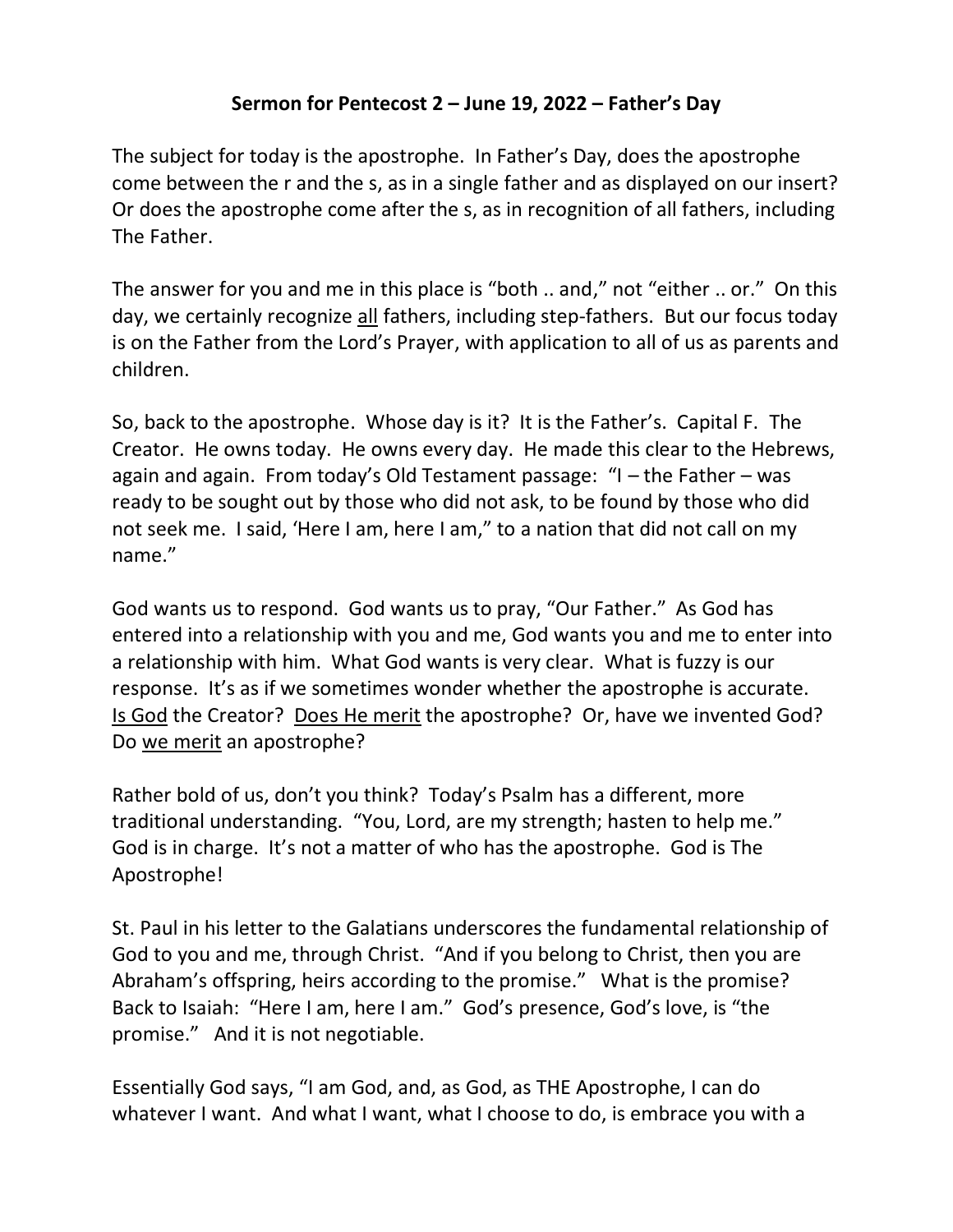**Sermon for Pentecost 2 – June 19, 2022 – Father's Day**

The subject for today is the apostrophe. In Father's Day, does the apostrophe come between the r and the s, as in a single father and as displayed on our insert? Or does the apostrophe come after the s, as in recognition of all fathers, including The Father.

The answer for you and me in this place is "both .. and," not "either .. or." On this day, we certainly recognize <u>all</u> fathers, including step-fathers. But our focus today is on the Father from the Lord's Prayer, with application to all of us as parents and children.

So, back to the apostrophe. Whose day is it? It is the Father's. Capital F. The Creator. He owns today. He owns every day. He made this clear to the Hebrews, again and again. From today's Old Testament passage: "I – the Father – was ready to be sought out by those who did not ask, to be found by those who did not seek me. I said, 'Here I am, here I am," to a nation that did not call on my name."

God wants us to respond. God wants us to pray, "Our Father." As God has entered into a relationship with you and me, God wants you and me to enter into a relationship with him. What God wants is very clear. What is fuzzy is our response. It's as if we sometimes wonder whether the apostrophe is accurate. <u>Is God</u> the Creator? <u>Does He merit</u> the apostrophe? Or, have we invented God? Do <u>we merit</u> an apostrophe?

Rather bold of us, don't you think? Today's Psalm has a different, more traditional understanding. "You, Lord, are my strength; hasten to help me." God is in charge. It's not a matter of who has the apostrophe. God is The Apostrophe!

St. Paul in his letter to the Galatians underscores the fundamental relationship of God to you and me, through Christ. "And if you belong to Christ, then you are Abraham's offspring, heirs according to the promise." What is the promise? Back to Isaiah: "Here I am, here I am." God's presence, God's love, is "the promise." And it is not negotiable.

Essentially God says, "I am God, and, as God, as THE Apostrophe, I can do whatever I want. And what I want, what I choose to do, is embrace you with a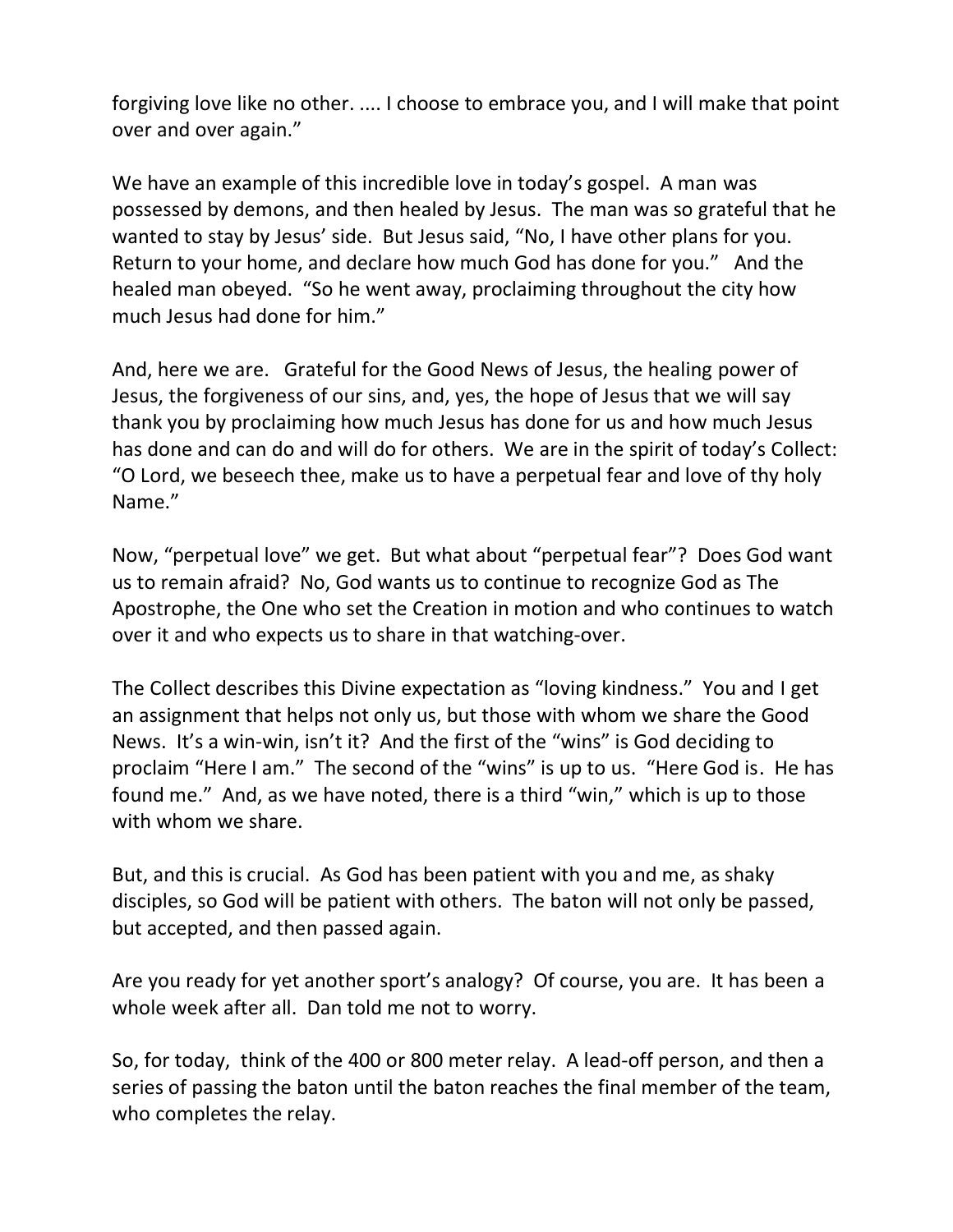forgiving love like no other. .... I choose to embrace you, and I will make that point over and over again."

We have an example of this incredible love in today's gospel. A man was possessed by demons, and then healed by Jesus. The man was so grateful that he wanted to stay by Jesus' side. But Jesus said, "No, I have other plans for you. Return to your home, and declare how much God has done for you." And the healed man obeyed. "So he went away, proclaiming throughout the city how much Jesus had done for him."

And, here we are. Grateful for the Good News of Jesus, the healing power of Jesus, the forgiveness of our sins, and, yes, the hope of Jesus that we will say thank you by proclaiming how much Jesus has done for us and how much Jesus has done and can do and will do for others. We are in the spirit of today's Collect: "O Lord, we beseech thee, make us to have a perpetual fear and love of thy holy Name."

Now, "perpetual love" we get. But what about "perpetual fear"? Does God want us to remain afraid? No, God wants us to continue to recognize God as The Apostrophe, the One who set the Creation in motion and who continues to watch over it and who expects us to share in that watching-over.

The Collect describes this Divine expectation as "loving kindness." You and I get an assignment that helps not only us, but those with whom we share the Good News. It's a win-win, isn't it? And the first of the "wins" is God deciding to proclaim "Here I am." The second of the "wins" is up to us. "Here God is. He has found me." And, as we have noted, there is a third "win," which is up to those with whom we share.

But, and this is crucial. As God has been patient with you and me, as shaky disciples, so God will be patient with others. The baton will not only be passed, but accepted, and then passed again.

Are you ready for yet another sport's analogy? Of course, you are. It has been a whole week after all. Dan told me not to worry.

So, for today, think of the 400 or 800 meter relay. A lead-off person, and then a series of passing the baton until the baton reaches the final member of the team, who completes the relay.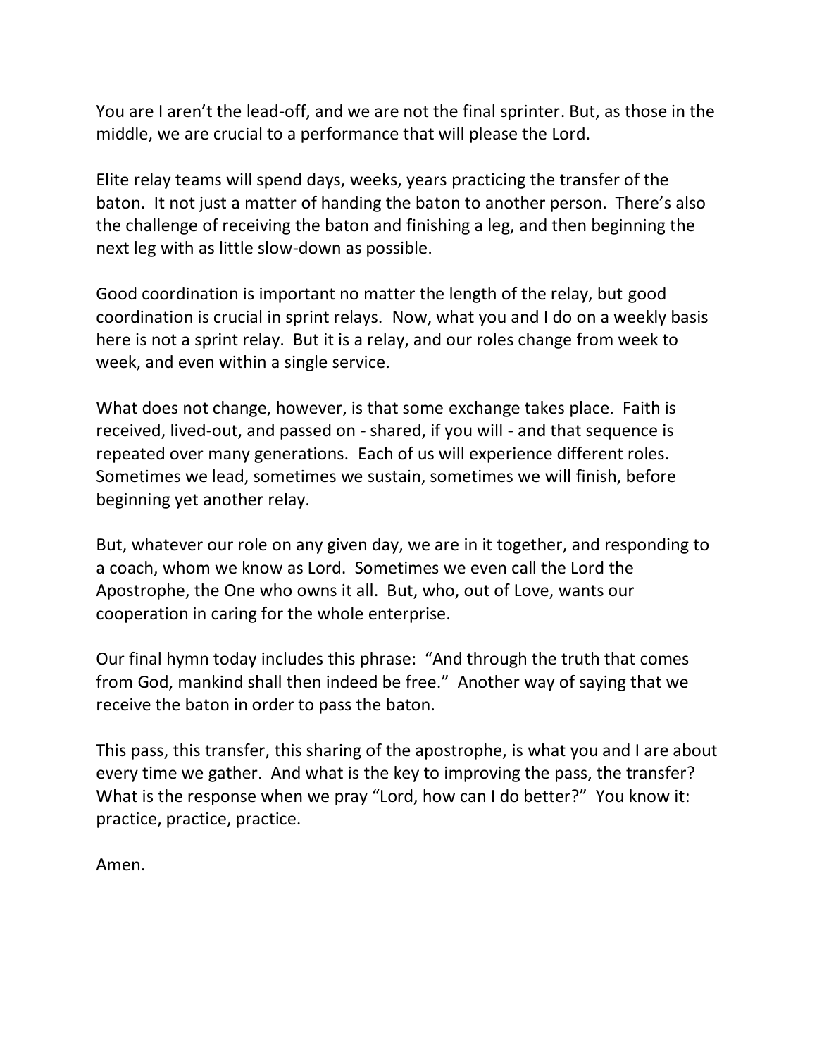You are I aren't the lead-off, and we are not the final sprinter. But, as those in the middle, we are crucial to a performance that will please the Lord.

Elite relay teams will spend days, weeks, years practicing the transfer of the baton. It not just a matter of handing the baton to another person. There's also the challenge of receiving the baton and finishing a leg, and then beginning the next leg with as little slow-down as possible.

Good coordination is important no matter the length of the relay, but good coordination is crucial in sprint relays. Now, what you and I do on a weekly basis here is not a sprint relay. But it is a relay, and our roles change from week to week, and even within a single service.

What does not change, however, is that some exchange takes place. Faith is received, lived-out, and passed on - shared, if you will - and that sequence is repeated over many generations. Each of us will experience different roles. Sometimes we lead, sometimes we sustain, sometimes we will finish, before beginning yet another relay.

But, whatever our role on any given day, we are in it together, and responding to a coach, whom we know as Lord. Sometimes we even call the Lord the Apostrophe, the One who owns it all. But, who, out of Love, wants our cooperation in caring for the whole enterprise.

Our final hymn today includes this phrase: "And through the truth that comes from God, mankind shall then indeed be free." Another way of saying that we receive the baton in order to pass the baton.

This pass, this transfer, this sharing of the apostrophe, is what you and I are about every time we gather. And what is the key to improving the pass, the transfer? What is the response when we pray "Lord, how can I do better?" You know it: practice, practice, practice.

Amen.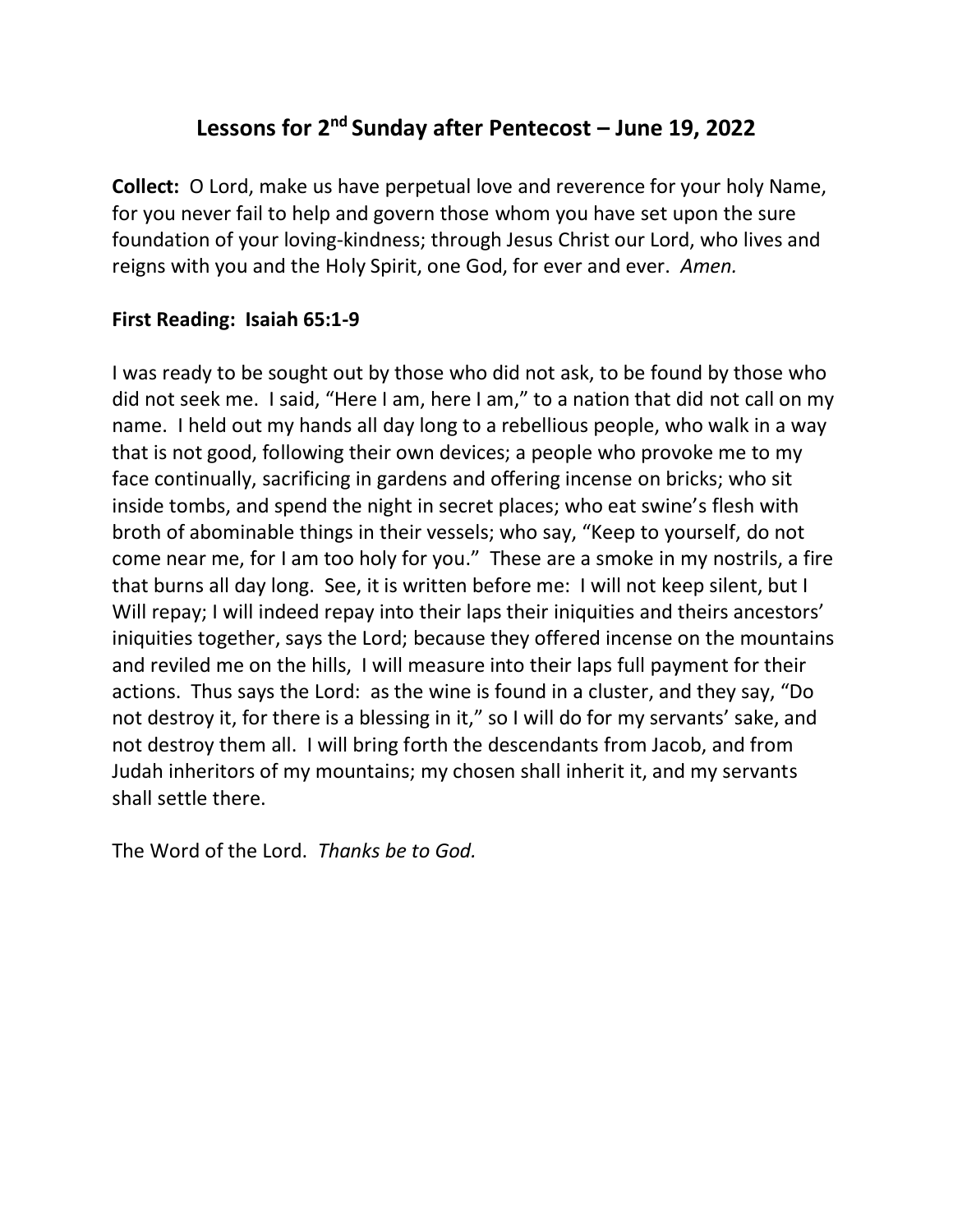# Lessons for 2nd Sunday after Pentecost – June 19, 2022

**Collect:** O Lord, make us have perpetual love and reverence for your holy Name, for you never fail to help and govern those whom you have set upon the sure foundation of your loving-kindness; through Jesus Christ our Lord, who lives and reigns with you and the Holy Spirit, one God, for ever and ever. *Amen.*

**First Reading: Isaiah 65:1-9**

I was ready to be sought out by those who did not ask, to be found by those who did not seek me. I said, "Here I am, here I am," to a nation that did not call on my name. I held out my hands all day long to a rebellious people, who walk in a way that is not good, following their own devices; a people who provoke me to my face continually, sacrificing in gardens and offering incense on bricks; who sit inside tombs, and spend the night in secret places; who eat swine's flesh with broth of abominable things in their vessels; who say, "Keep to yourself, do not come near me, for I am too holy for you." These are a smoke in my nostrils, a fire that burns all day long. See, it is written before me: I will not keep silent, but I Will repay; I will indeed repay into their laps their iniquities and theirs ancestors' iniquities together, says the Lord; because they offered incense on the mountains and reviled me on the hills, I will measure into their laps full payment for their actions. Thus says the Lord: as the wine is found in a cluster, and they say, "Do not destroy it, for there is a blessing in it," so I will do for my servants' sake, and not destroy them all. I will bring forth the descendants from Jacob, and from Judah inheritors of my mountains; my chosen shall inherit it, and my servants shall settle there.

The Word of the Lord. *Thanks be to God.*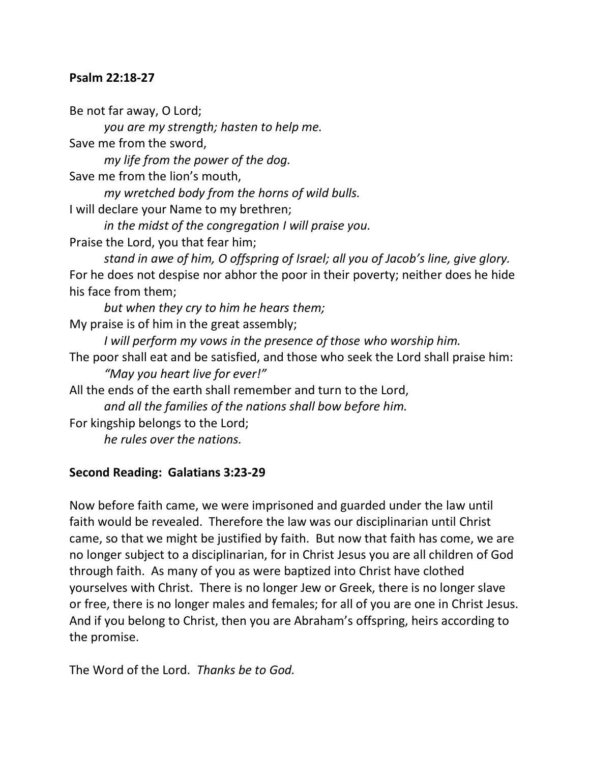**Psalm 22:18-27**

Be not far away, O Lord;
*you are my strength; hasten to help me.*
Save me from the sword,
*my life from the power of the dog.*
Save me from the lion's mouth,
*my wretched body from the horns of wild bulls.*
I will declare your Name to my brethren;
*in the midst of the congregation I will praise you.*
Praise the Lord, you that fear him;
*stand in awe of him, O offspring of Israel; all you of Jacob's line, give glory.*
For he does not despise nor abhor the poor in their poverty; neither does he hide his face from them;
*but when they cry to him he hears them;*
My praise is of him in the great assembly;
*I will perform my vows in the presence of those who worship him.*
The poor shall eat and be satisfied, and those who seek the Lord shall praise him:
*"May you heart live for ever!"*
All the ends of the earth shall remember and turn to the Lord,
*and all the families of the nations shall bow before him.*
For kingship belongs to the Lord;
*he rules over the nations.*

**Second Reading: Galatians 3:23-29**

Now before faith came, we were imprisoned and guarded under the law until faith would be revealed. Therefore the law was our disciplinarian until Christ came, so that we might be justified by faith. But now that faith has come, we are no longer subject to a disciplinarian, for in Christ Jesus you are all children of God through faith. As many of you as were baptized into Christ have clothed yourselves with Christ. There is no longer Jew or Greek, there is no longer slave or free, there is no longer males and females; for all of you are one in Christ Jesus. And if you belong to Christ, then you are Abraham's offspring, heirs according to the promise.

The Word of the Lord. *Thanks be to God.*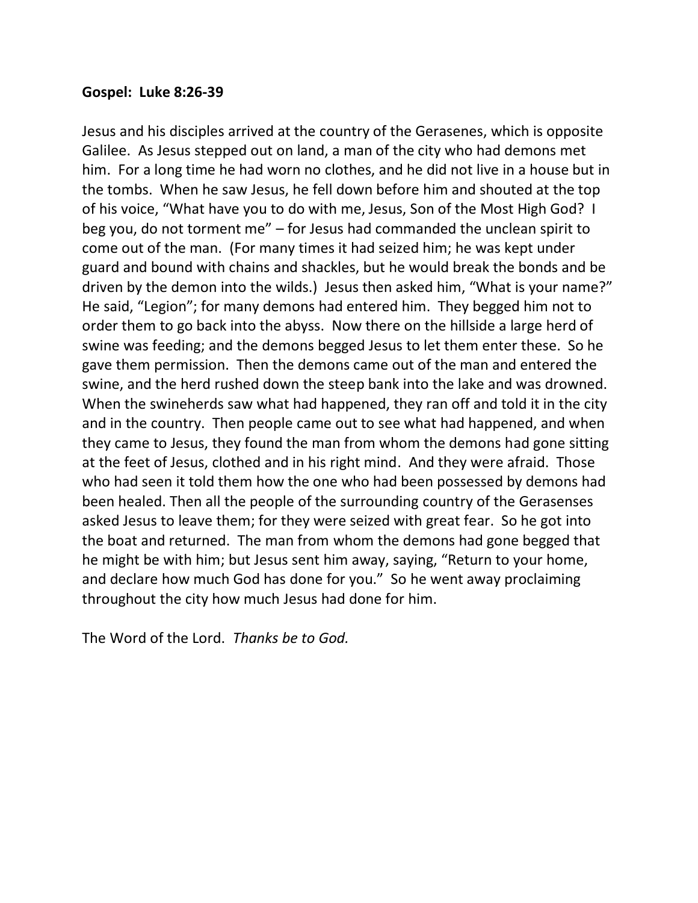**Gospel: Luke 8:26-39**

Jesus and his disciples arrived at the country of the Gerasenes, which is opposite Galilee. As Jesus stepped out on land, a man of the city who had demons met him. For a long time he had worn no clothes, and he did not live in a house but in the tombs. When he saw Jesus, he fell down before him and shouted at the top of his voice, "What have you to do with me, Jesus, Son of the Most High God? I beg you, do not torment me" – for Jesus had commanded the unclean spirit to come out of the man. (For many times it had seized him; he was kept under guard and bound with chains and shackles, but he would break the bonds and be driven by the demon into the wilds.) Jesus then asked him, "What is your name?" He said, "Legion"; for many demons had entered him. They begged him not to order them to go back into the abyss. Now there on the hillside a large herd of swine was feeding; and the demons begged Jesus to let them enter these. So he gave them permission. Then the demons came out of the man and entered the swine, and the herd rushed down the steep bank into the lake and was drowned. When the swineherds saw what had happened, they ran off and told it in the city and in the country. Then people came out to see what had happened, and when they came to Jesus, they found the man from whom the demons had gone sitting at the feet of Jesus, clothed and in his right mind. And they were afraid. Those who had seen it told them how the one who had been possessed by demons had been healed. Then all the people of the surrounding country of the Gerasenses asked Jesus to leave them; for they were seized with great fear. So he got into the boat and returned. The man from whom the demons had gone begged that he might be with him; but Jesus sent him away, saying, "Return to your home, and declare how much God has done for you." So he went away proclaiming throughout the city how much Jesus had done for him.

The Word of the Lord. *Thanks be to God.*